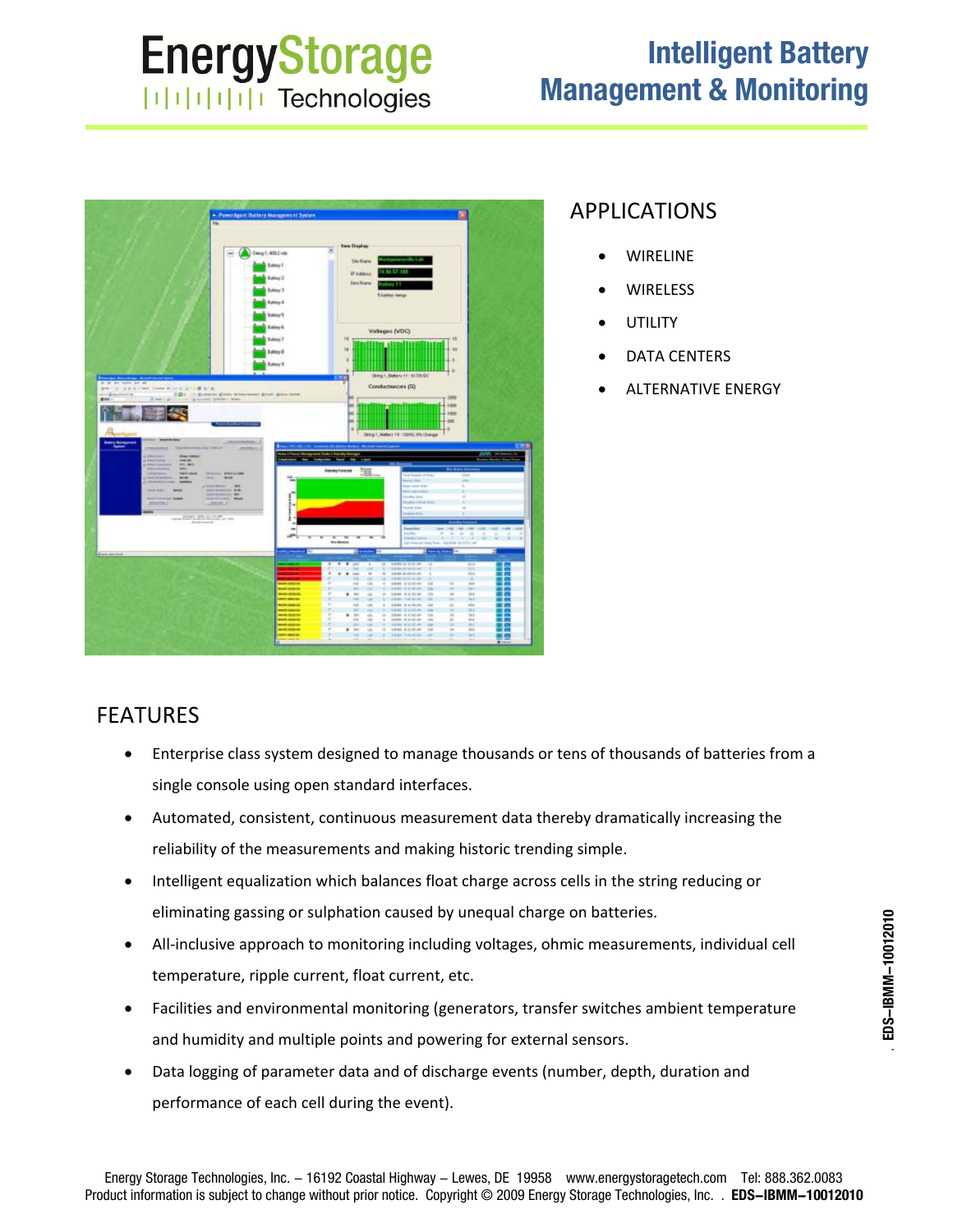# EnergyStorage Technologies

# Intelligent Battery Management & Monitoring

## APPLICATIONS

- WIRELINE
- WIRELESS
- UTILITY
- DATA CENTERS
- ALTERNATIVE ENERGY

## FEATURES

- Enterprise class system designed to manage thousands or tens of thousands of batteries from a single console using open standard interfaces.
- Automated, consistent, continuous measurement data thereby dramatically increasing the reliability of the measurements and making historic trending simple.
- Intelligent equalization which balances float charge across cells in the string reducing or eliminating gassing or sulphation caused by unequal charge on batteries.
- All-inclusive approach to monitoring including voltages, ohmic measurements, individual cell temperature, ripple current, float current, etc.
- Facilities and environmental monitoring (generators, transfer switches ambient temperature and humidity and multiple points and powering for external sensors.
- Data logging of parameter data and of discharge events (number, depth, duration and performance of each cell during the event).

Energy Storage Technologies, Inc. – 16192 Coastal Highway – Lewes, DE 19958 www.energystoragetech.com Tel: 888.362.0083
Product information is subject to change without prior notice. Copyright © 2009 Energy Storage Technologies, Inc. . **EDS–IBMM–10012010**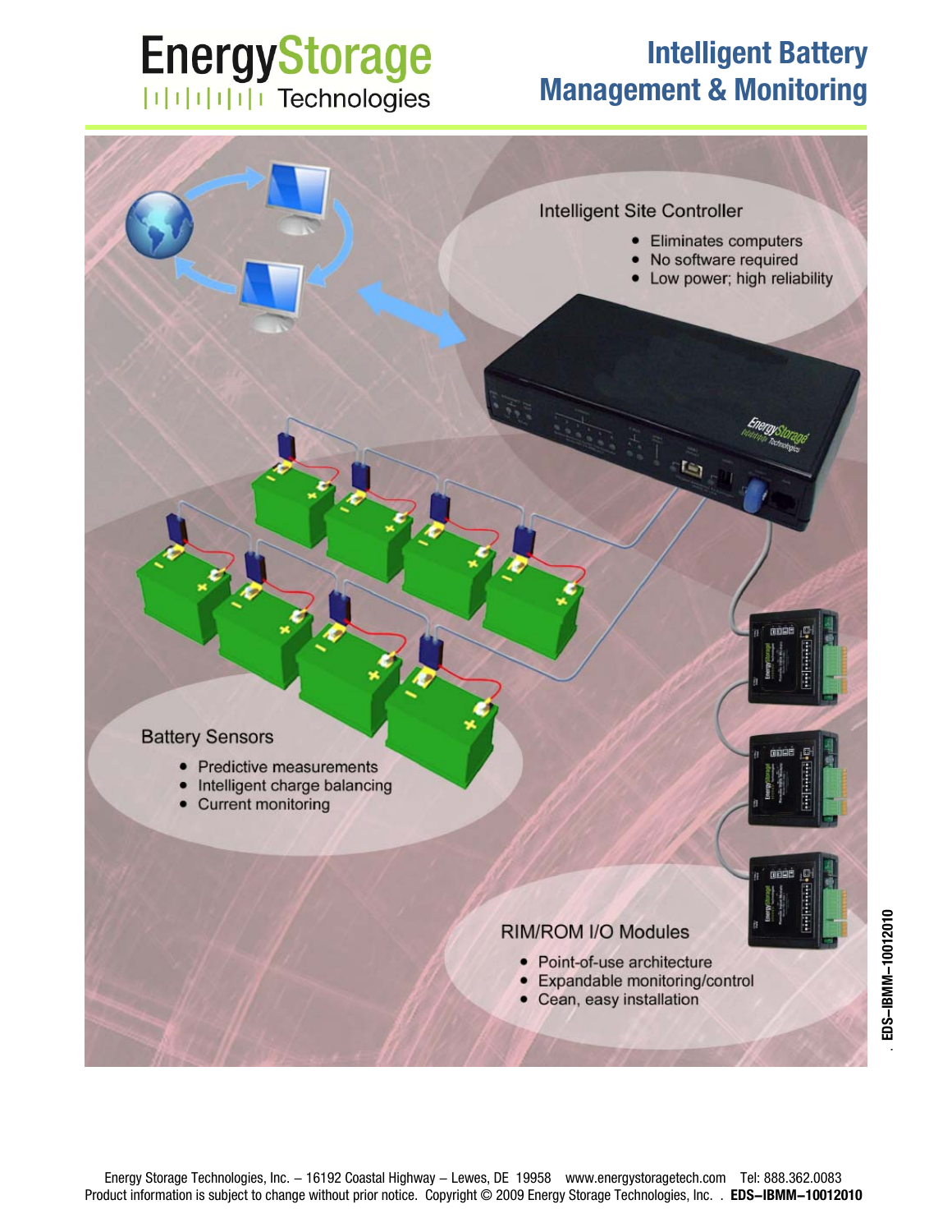# Intelligent Battery Management & Monitoring

EnergyStorage Technologies

## Intelligent Site Controller

- Eliminates computers
- No software required
- Low power; high reliability

## Battery Sensors

- Predictive measurements
- Intelligent charge balancing
- Current monitoring

## RIM/ROM I/O Modules

- Point-of-use architecture
- Expandable monitoring/control
- Cean, easy installation

EDS–IBMM–10012010

Energy Storage Technologies, Inc. – 16192 Coastal Highway – Lewes, DE 19958 www.energystoragetech.com Tel: 888.362.0083
Product information is subject to change without prior notice. Copyright © 2009 Energy Storage Technologies, Inc. . **EDS–IBMM–10012010**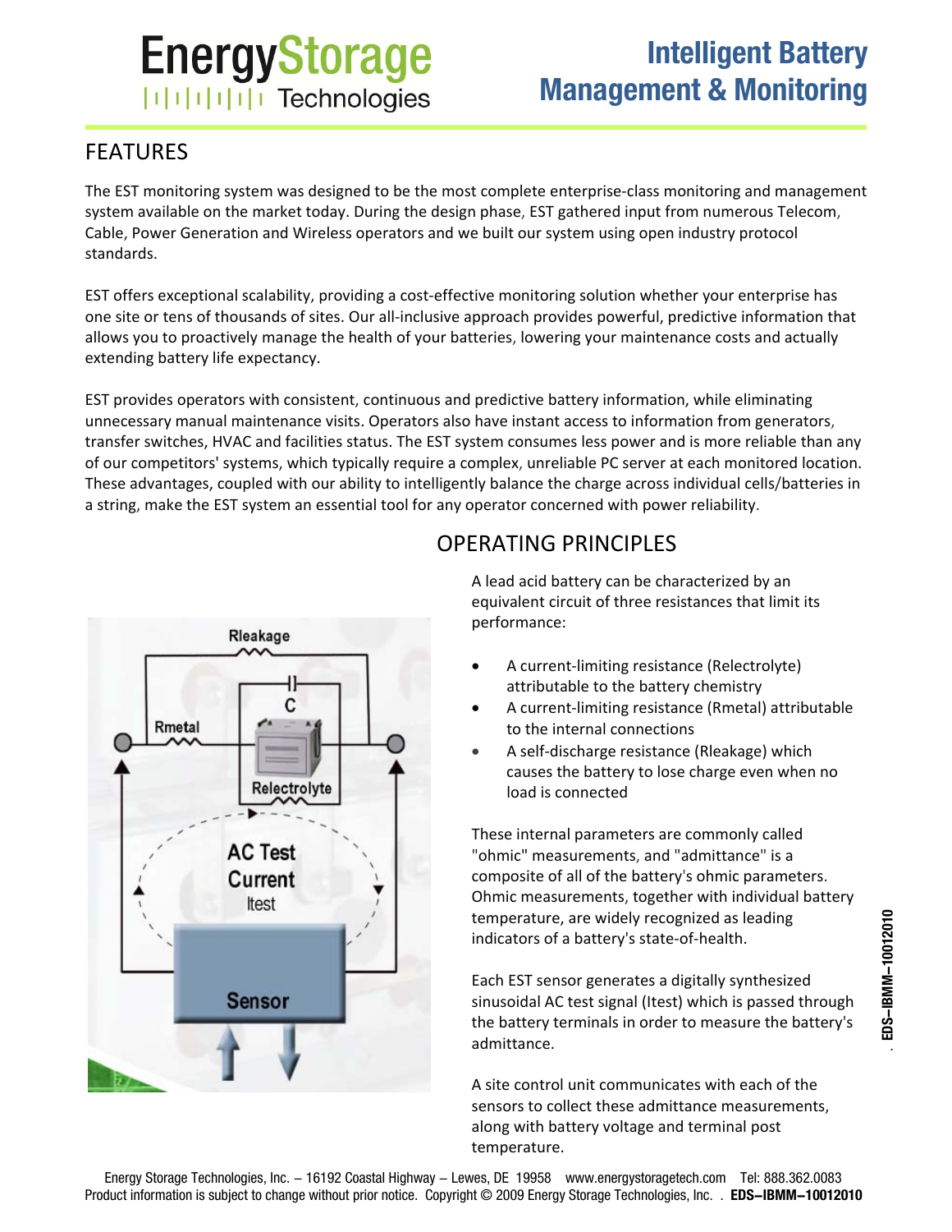# Intelligent Battery Management & Monitoring

## FEATURES

The EST monitoring system was designed to be the most complete enterprise-class monitoring and management system available on the market today. During the design phase, EST gathered input from numerous Telecom, Cable, Power Generation and Wireless operators and we built our system using open industry protocol standards.

EST offers exceptional scalability, providing a cost-effective monitoring solution whether your enterprise has one site or tens of thousands of sites. Our all-inclusive approach provides powerful, predictive information that allows you to proactively manage the health of your batteries, lowering your maintenance costs and actually extending battery life expectancy.

EST provides operators with consistent, continuous and predictive battery information, while eliminating unnecessary manual maintenance visits. Operators also have instant access to information from generators, transfer switches, HVAC and facilities status. The EST system consumes less power and is more reliable than any of our competitors' systems, which typically require a complex, unreliable PC server at each monitored location. These advantages, coupled with our ability to intelligently balance the charge across individual cells/batteries in a string, make the EST system an essential tool for any operator concerned with power reliability.

## OPERATING PRINCIPLES

A lead acid battery can be characterized by an equivalent circuit of three resistances that limit its performance:

- A current-limiting resistance (Relectrolyte) attributable to the battery chemistry
- A current-limiting resistance (Rmetal) attributable to the internal connections
- A self-discharge resistance (Rleakage) which causes the battery to lose charge even when no load is connected

These internal parameters are commonly called "ohmic" measurements, and "admittance" is a composite of all of the battery's ohmic parameters. Ohmic measurements, together with individual battery temperature, are widely recognized as leading indicators of a battery's state-of-health.

Each EST sensor generates a digitally synthesized sinusoidal AC test signal (Itest) which is passed through the battery terminals in order to measure the battery's admittance.

A site control unit communicates with each of the sensors to collect these admittance measurements, along with battery voltage and terminal post temperature.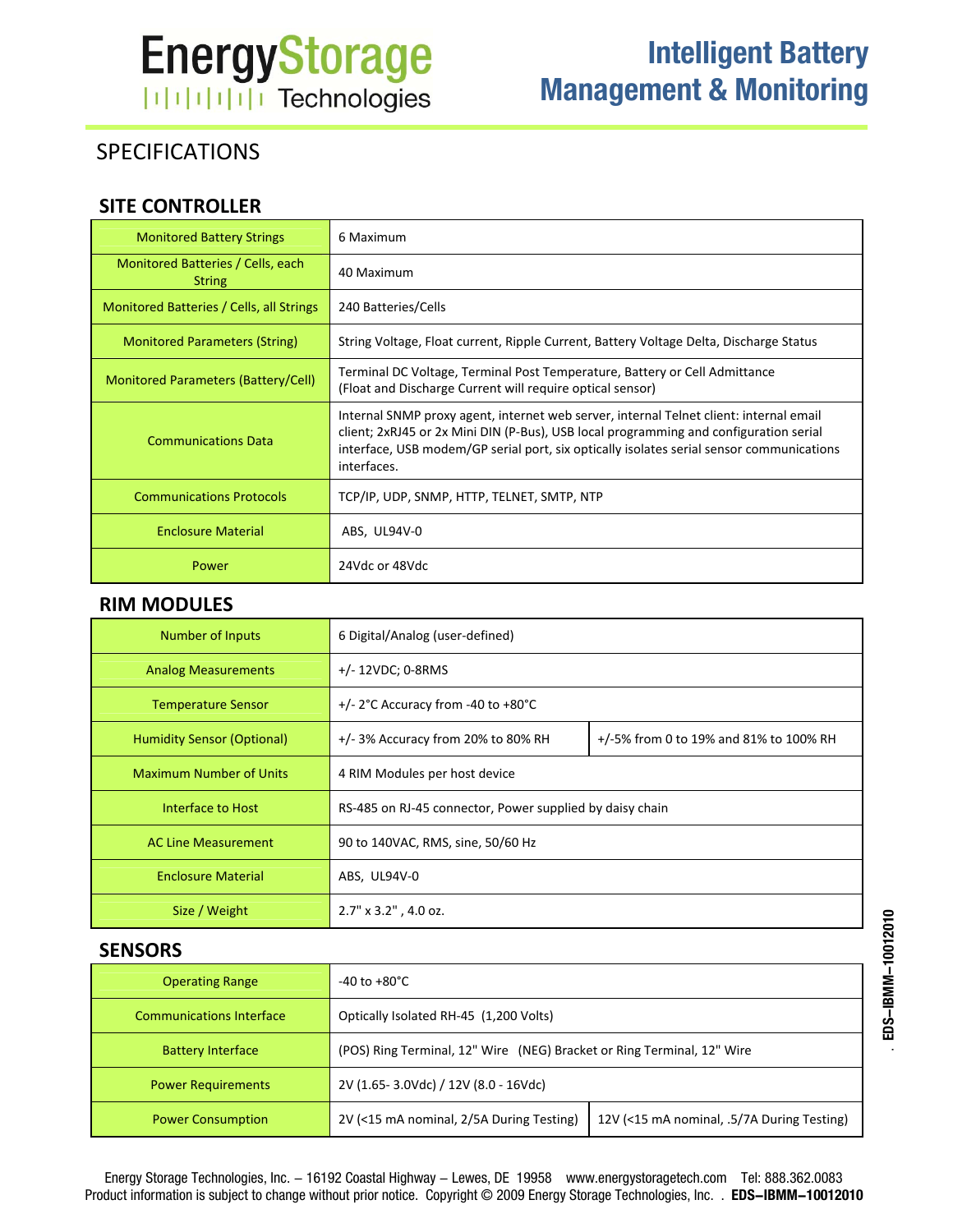# SPECIFICATIONS

## SITE CONTROLLER

| | |
|---|---|
| Monitored Battery Strings | 6 Maximum |
| Monitored Batteries / Cells, each String | 40 Maximum |
| Monitored Batteries / Cells, all Strings | 240 Batteries/Cells |
| Monitored Parameters (String) | String Voltage, Float current, Ripple Current, Battery Voltage Delta, Discharge Status |
| Monitored Parameters (Battery/Cell) | Terminal DC Voltage, Terminal Post Temperature, Battery or Cell Admittance (Float and Discharge Current will require optical sensor) |
| Communications Data | Internal SNMP proxy agent, internet web server, internal Telnet client: internal email client; 2xRJ45 or 2x Mini DIN (P-Bus), USB local programming and configuration serial interface, USB modem/GP serial port, six optically isolates serial sensor communications interfaces. |
| Communications Protocols | TCP/IP, UDP, SNMP, HTTP, TELNET, SMTP, NTP |
| Enclosure Material | ABS, UL94V-0 |
| Power | 24Vdc or 48Vdc |

## RIM MODULES

| | | |
|---|---|---|
| Number of Inputs | 6 Digital/Analog (user-defined) | |
| Analog Measurements | +/- 12VDC; 0-8RMS | |
| Temperature Sensor | +/- 2°C Accuracy from -40 to +80°C | |
| Humidity Sensor (Optional) | +/- 3% Accuracy from 20% to 80% RH | +/-5% from 0 to 19% and 81% to 100% RH |
| Maximum Number of Units | 4 RIM Modules per host device | |
| Interface to Host | RS-485 on RJ-45 connector, Power supplied by daisy chain | |
| AC Line Measurement | 90 to 140VAC, RMS, sine, 50/60 Hz | |
| Enclosure Material | ABS, UL94V-0 | |
| Size / Weight | 2.7" x 3.2" , 4.0 oz. | |

## SENSORS

| | | |
|---|---|---|
| Operating Range | -40 to +80°C | |
| Communications Interface | Optically Isolated RH-45 (1,200 Volts) | |
| Battery Interface | (POS) Ring Terminal, 12" Wire (NEG) Bracket or Ring Terminal, 12" Wire | |
| Power Requirements | 2V (1.65- 3.0Vdc) / 12V (8.0 - 16Vdc) | |
| Power Consumption | 2V (<15 mA nominal, 2/5A During Testing) | 12V (<15 mA nominal, .5/7A During Testing) |

Energy Storage Technologies, Inc. – 16192 Coastal Highway – Lewes, DE 19958 www.energystoragetech.com Tel: 888.362.0083
Product information is subject to change without prior notice. Copyright © 2009 Energy Storage Technologies, Inc. . **EDS–IBMM–10012010**